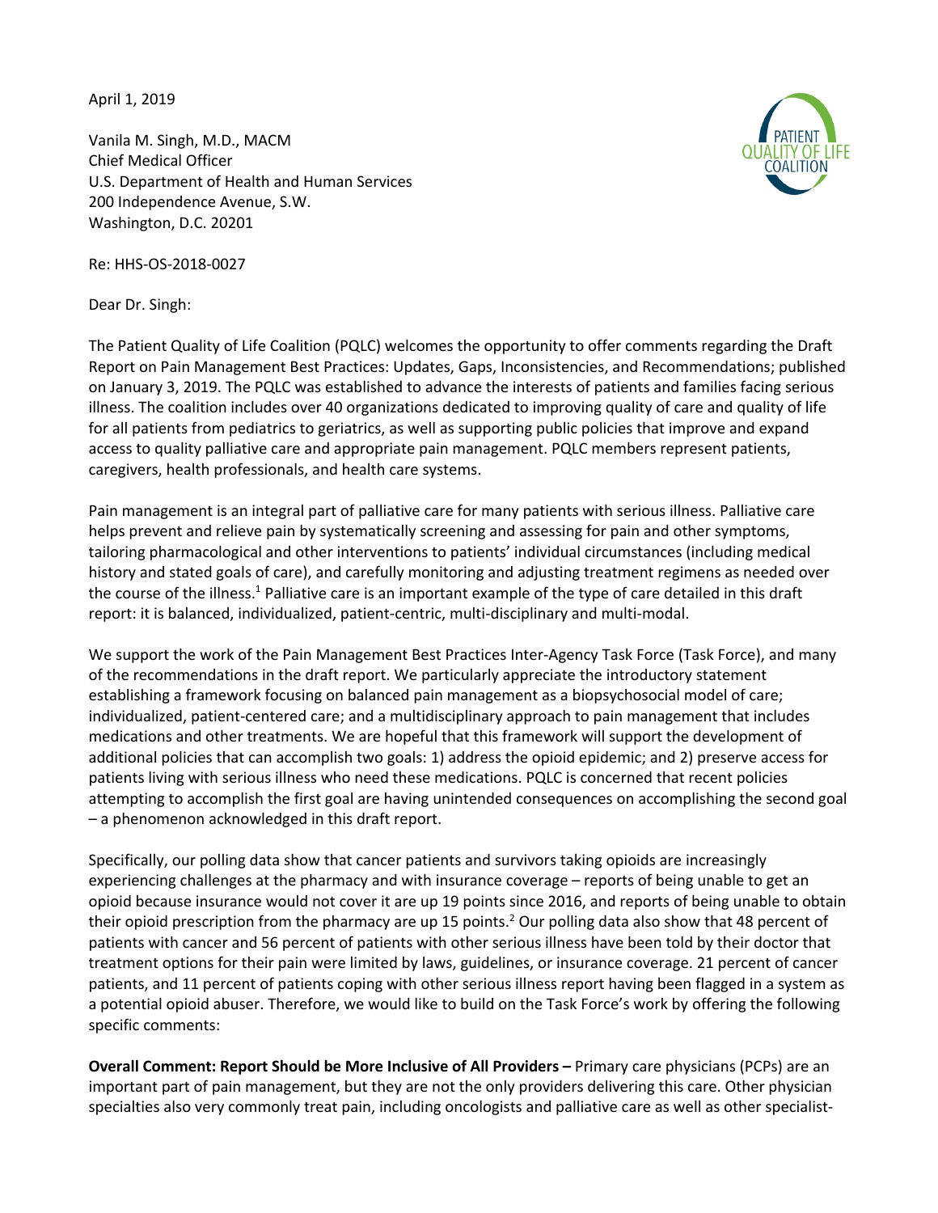April 1, 2019

Vanila M. Singh, M.D., MACM
Chief Medical Officer
U.S. Department of Health and Human Services
200 Independence Avenue, S.W.
Washington, D.C. 20201

Re: HHS-OS-2018-0027

Dear Dr. Singh:

The Patient Quality of Life Coalition (PQLC) welcomes the opportunity to offer comments regarding the Draft Report on Pain Management Best Practices: Updates, Gaps, Inconsistencies, and Recommendations; published on January 3, 2019. The PQLC was established to advance the interests of patients and families facing serious illness. The coalition includes over 40 organizations dedicated to improving quality of care and quality of life for all patients from pediatrics to geriatrics, as well as supporting public policies that improve and expand access to quality palliative care and appropriate pain management. PQLC members represent patients, caregivers, health professionals, and health care systems.

Pain management is an integral part of palliative care for many patients with serious illness. Palliative care helps prevent and relieve pain by systematically screening and assessing for pain and other symptoms, tailoring pharmacological and other interventions to patients' individual circumstances (including medical history and stated goals of care), and carefully monitoring and adjusting treatment regimens as needed over the course of the illness.[1] Palliative care is an important example of the type of care detailed in this draft report: it is balanced, individualized, patient-centric, multi-disciplinary and multi-modal.

We support the work of the Pain Management Best Practices Inter-Agency Task Force (Task Force), and many of the recommendations in the draft report. We particularly appreciate the introductory statement establishing a framework focusing on balanced pain management as a biopsychosocial model of care; individualized, patient-centered care; and a multidisciplinary approach to pain management that includes medications and other treatments. We are hopeful that this framework will support the development of additional policies that can accomplish two goals: 1) address the opioid epidemic; and 2) preserve access for patients living with serious illness who need these medications. PQLC is concerned that recent policies attempting to accomplish the first goal are having unintended consequences on accomplishing the second goal – a phenomenon acknowledged in this draft report.

Specifically, our polling data show that cancer patients and survivors taking opioids are increasingly experiencing challenges at the pharmacy and with insurance coverage – reports of being unable to get an opioid because insurance would not cover it are up 19 points since 2016, and reports of being unable to obtain their opioid prescription from the pharmacy are up 15 points.[2] Our polling data also show that 48 percent of patients with cancer and 56 percent of patients with other serious illness have been told by their doctor that treatment options for their pain were limited by laws, guidelines, or insurance coverage. 21 percent of cancer patients, and 11 percent of patients coping with other serious illness report having been flagged in a system as a potential opioid abuser. Therefore, we would like to build on the Task Force's work by offering the following specific comments:

**Overall Comment: Report Should be More Inclusive of All Providers –** Primary care physicians (PCPs) are an important part of pain management, but they are not the only providers delivering this care. Other physician specialties also very commonly treat pain, including oncologists and palliative care as well as other specialist-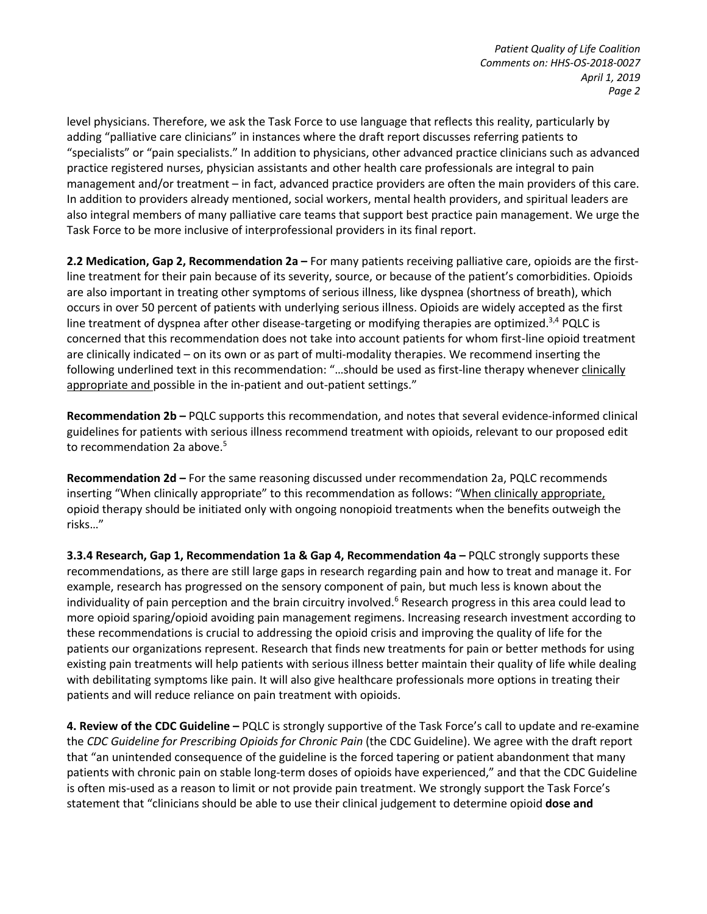level physicians. Therefore, we ask the Task Force to use language that reflects this reality, particularly by adding "palliative care clinicians" in instances where the draft report discusses referring patients to "specialists" or "pain specialists." In addition to physicians, other advanced practice clinicians such as advanced practice registered nurses, physician assistants and other health care professionals are integral to pain management and/or treatment – in fact, advanced practice providers are often the main providers of this care. In addition to providers already mentioned, social workers, mental health providers, and spiritual leaders are also integral members of many palliative care teams that support best practice pain management. We urge the Task Force to be more inclusive of interprofessional providers in its final report.

**2.2 Medication, Gap 2, Recommendation 2a –** For many patients receiving palliative care, opioids are the first-line treatment for their pain because of its severity, source, or because of the patient's comorbidities. Opioids are also important in treating other symptoms of serious illness, like dyspnea (shortness of breath), which occurs in over 50 percent of patients with underlying serious illness. Opioids are widely accepted as the first line treatment of dyspnea after other disease-targeting or modifying therapies are optimized.[3,4] PQLC is concerned that this recommendation does not take into account patients for whom first-line opioid treatment are clinically indicated – on its own or as part of multi-modality therapies. We recommend inserting the following underlined text in this recommendation: "…should be used as first-line therapy whenever <u>clinically appropriate and</u> possible in the in-patient and out-patient settings."

**Recommendation 2b –** PQLC supports this recommendation, and notes that several evidence-informed clinical guidelines for patients with serious illness recommend treatment with opioids, relevant to our proposed edit to recommendation 2a above.[5]

**Recommendation 2d –** For the same reasoning discussed under recommendation 2a, PQLC recommends inserting "When clinically appropriate" to this recommendation as follows: "<u>When clinically appropriate,</u> opioid therapy should be initiated only with ongoing nonopioid treatments when the benefits outweigh the risks…"

**3.3.4 Research, Gap 1, Recommendation 1a & Gap 4, Recommendation 4a –** PQLC strongly supports these recommendations, as there are still large gaps in research regarding pain and how to treat and manage it. For example, research has progressed on the sensory component of pain, but much less is known about the individuality of pain perception and the brain circuitry involved.[6] Research progress in this area could lead to more opioid sparing/opioid avoiding pain management regimens. Increasing research investment according to these recommendations is crucial to addressing the opioid crisis and improving the quality of life for the patients our organizations represent. Research that finds new treatments for pain or better methods for using existing pain treatments will help patients with serious illness better maintain their quality of life while dealing with debilitating symptoms like pain. It will also give healthcare professionals more options in treating their patients and will reduce reliance on pain treatment with opioids.

**4. Review of the CDC Guideline –** PQLC is strongly supportive of the Task Force's call to update and re-examine the *CDC Guideline for Prescribing Opioids for Chronic Pain* (the CDC Guideline). We agree with the draft report that "an unintended consequence of the guideline is the forced tapering or patient abandonment that many patients with chronic pain on stable long-term doses of opioids have experienced," and that the CDC Guideline is often mis-used as a reason to limit or not provide pain treatment. We strongly support the Task Force's statement that "clinicians should be able to use their clinical judgement to determine opioid **dose and**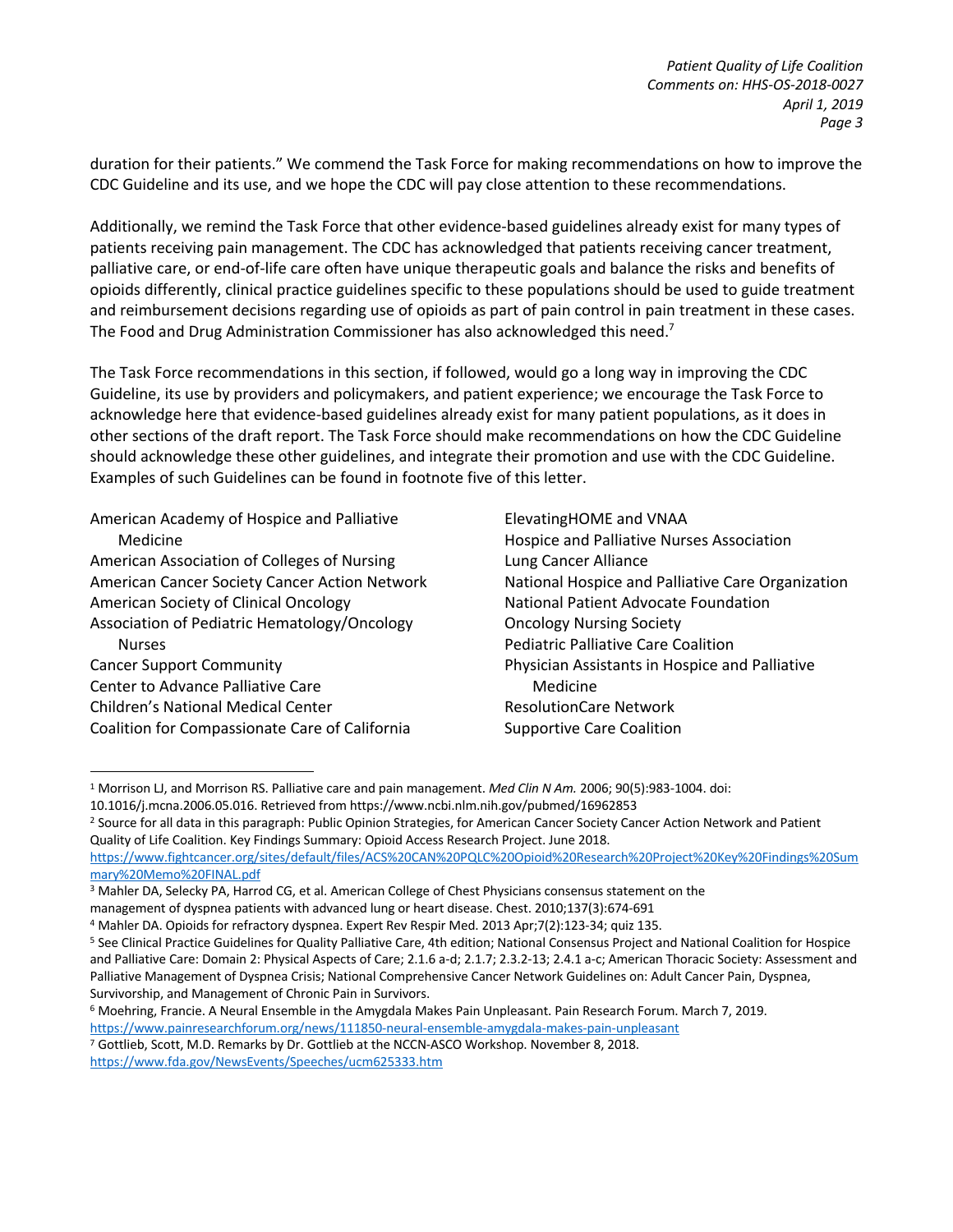duration for their patients." We commend the Task Force for making recommendations on how to improve the CDC Guideline and its use, and we hope the CDC will pay close attention to these recommendations.

Additionally, we remind the Task Force that other evidence-based guidelines already exist for many types of patients receiving pain management. The CDC has acknowledged that patients receiving cancer treatment, palliative care, or end-of-life care often have unique therapeutic goals and balance the risks and benefits of opioids differently, clinical practice guidelines specific to these populations should be used to guide treatment and reimbursement decisions regarding use of opioids as part of pain control in pain treatment in these cases. The Food and Drug Administration Commissioner has also acknowledged this need.[7]

The Task Force recommendations in this section, if followed, would go a long way in improving the CDC Guideline, its use by providers and policymakers, and patient experience; we encourage the Task Force to acknowledge here that evidence-based guidelines already exist for many patient populations, as it does in other sections of the draft report. The Task Force should make recommendations on how the CDC Guideline should acknowledge these other guidelines, and integrate their promotion and use with the CDC Guideline. Examples of such Guidelines can be found in footnote five of this letter.

American Academy of Hospice and Palliative Medicine
American Association of Colleges of Nursing
American Cancer Society Cancer Action Network
American Society of Clinical Oncology
Association of Pediatric Hematology/Oncology Nurses
Cancer Support Community
Center to Advance Palliative Care
Children's National Medical Center
Coalition for Compassionate Care of California
ElevatingHOME and VNAA
Hospice and Palliative Nurses Association
Lung Cancer Alliance
National Hospice and Palliative Care Organization
National Patient Advocate Foundation
Oncology Nursing Society
Pediatric Palliative Care Coalition
Physician Assistants in Hospice and Palliative Medicine
ResolutionCare Network
Supportive Care Coalition

---

[1] Morrison LJ, and Morrison RS. Palliative care and pain management. *Med Clin N Am.* 2006; 90(5):983-1004. doi: 10.1016/j.mcna.2006.05.016. Retrieved from https://www.ncbi.nlm.nih.gov/pubmed/16962853

[2] Source for all data in this paragraph: Public Opinion Strategies, for American Cancer Society Cancer Action Network and Patient Quality of Life Coalition. Key Findings Summary: Opioid Access Research Project. June 2018. https://www.fightcancer.org/sites/default/files/ACS%20CAN%20PQLC%20Opioid%20Research%20Project%20Key%20Findings%20Summary%20Memo%20FINAL.pdf

[3] Mahler DA, Selecky PA, Harrod CG, et al. American College of Chest Physicians consensus statement on the management of dyspnea patients with advanced lung or heart disease. Chest. 2010;137(3):674-691

[4] Mahler DA. Opioids for refractory dyspnea. Expert Rev Respir Med. 2013 Apr;7(2):123-34; quiz 135.

[5] See Clinical Practice Guidelines for Quality Palliative Care, 4th edition; National Consensus Project and National Coalition for Hospice and Palliative Care: Domain 2: Physical Aspects of Care; 2.1.6 a-d; 2.1.7; 2.3.2-13; 2.4.1 a-c; American Thoracic Society: Assessment and Palliative Management of Dyspnea Crisis; National Comprehensive Cancer Network Guidelines on: Adult Cancer Pain, Dyspnea, Survivorship, and Management of Chronic Pain in Survivors.

[6] Moehring, Francie. A Neural Ensemble in the Amygdala Makes Pain Unpleasant. Pain Research Forum. March 7, 2019. https://www.painresearchforum.org/news/111850-neural-ensemble-amygdala-makes-pain-unpleasant

[7] Gottlieb, Scott, M.D. Remarks by Dr. Gottlieb at the NCCN-ASCO Workshop. November 8, 2018. https://www.fda.gov/NewsEvents/Speeches/ucm625333.htm